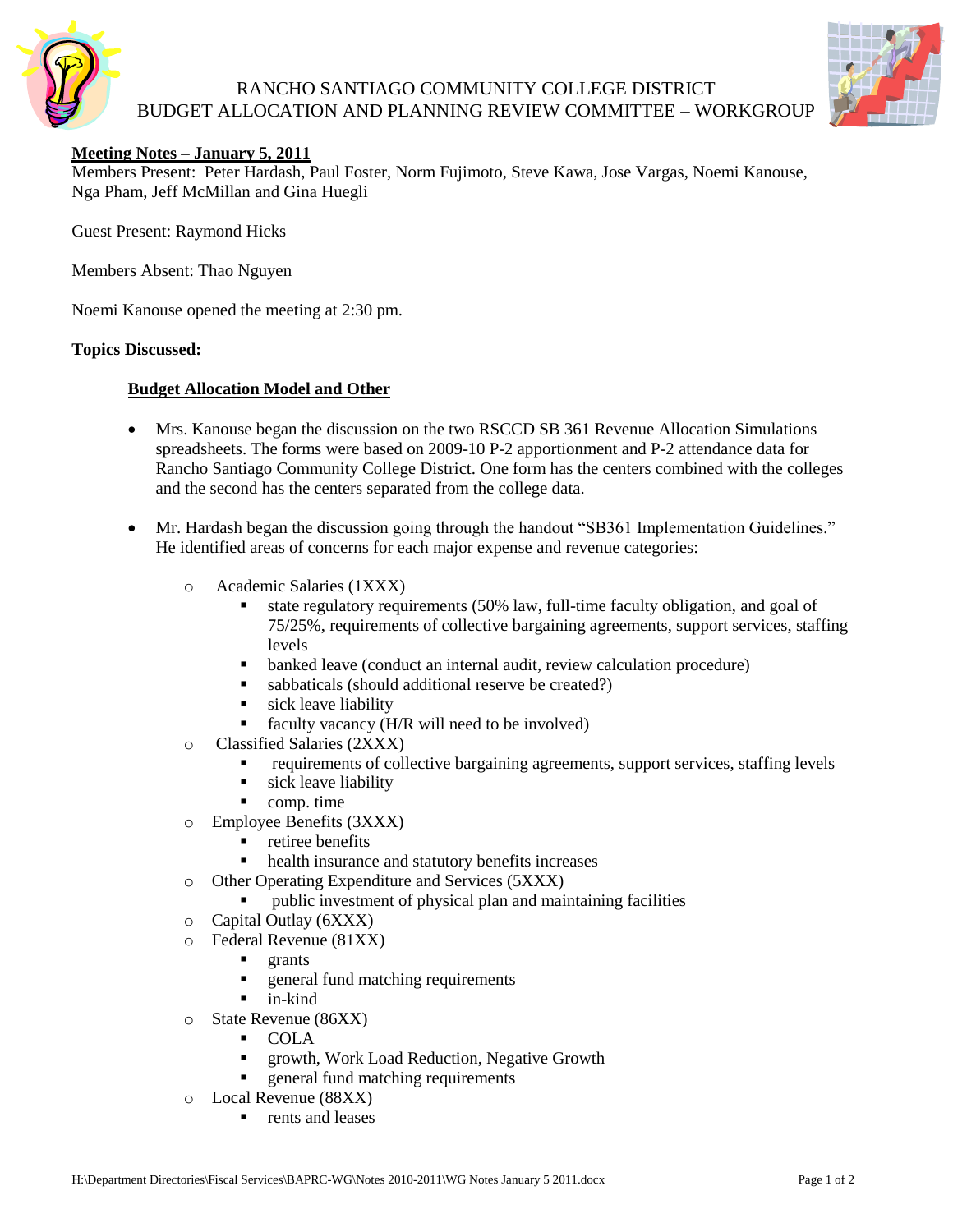# RANCHO SANTIAGO COMMUNITY COLLEGE DISTRICT
## BUDGET ALLOCATION AND PLANNING REVIEW COMMITTEE – WORKGROUP

**Meeting Notes – January 5, 2011**

Members Present: Peter Hardash, Paul Foster, Norm Fujimoto, Steve Kawa, Jose Vargas, Noemi Kanouse, Nga Pham, Jeff McMillan and Gina Huegli

Guest Present: Raymond Hicks

Members Absent: Thao Nguyen

Noemi Kanouse opened the meeting at 2:30 pm.

**Topics Discussed:**

**Budget Allocation Model and Other**

- Mrs. Kanouse began the discussion on the two RSCCD SB 361 Revenue Allocation Simulations spreadsheets. The forms were based on 2009-10 P-2 apportionment and P-2 attendance data for Rancho Santiago Community College District. One form has the centers combined with the colleges and the second has the centers separated from the college data.
- Mr. Hardash began the discussion going through the handout "SB361 Implementation Guidelines." He identified areas of concerns for each major expense and revenue categories:
  - Academic Salaries (1XXX)
    - state regulatory requirements (50% law, full-time faculty obligation, and goal of 75/25%, requirements of collective bargaining agreements, support services, staffing levels
    - banked leave (conduct an internal audit, review calculation procedure)
    - sabbaticals (should additional reserve be created?)
    - sick leave liability
    - faculty vacancy (H/R will need to be involved)
  - Classified Salaries (2XXX)
    - requirements of collective bargaining agreements, support services, staffing levels
    - sick leave liability
    - comp. time
  - Employee Benefits (3XXX)
    - retiree benefits
    - health insurance and statutory benefits increases
  - Other Operating Expenditure and Services (5XXX)
    - public investment of physical plan and maintaining facilities
  - Capital Outlay (6XXX)
  - Federal Revenue (81XX)
    - grants
    - general fund matching requirements
    - in-kind
  - State Revenue (86XX)
    - COLA
    - growth, Work Load Reduction, Negative Growth
    - general fund matching requirements
  - Local Revenue (88XX)
    - rents and leases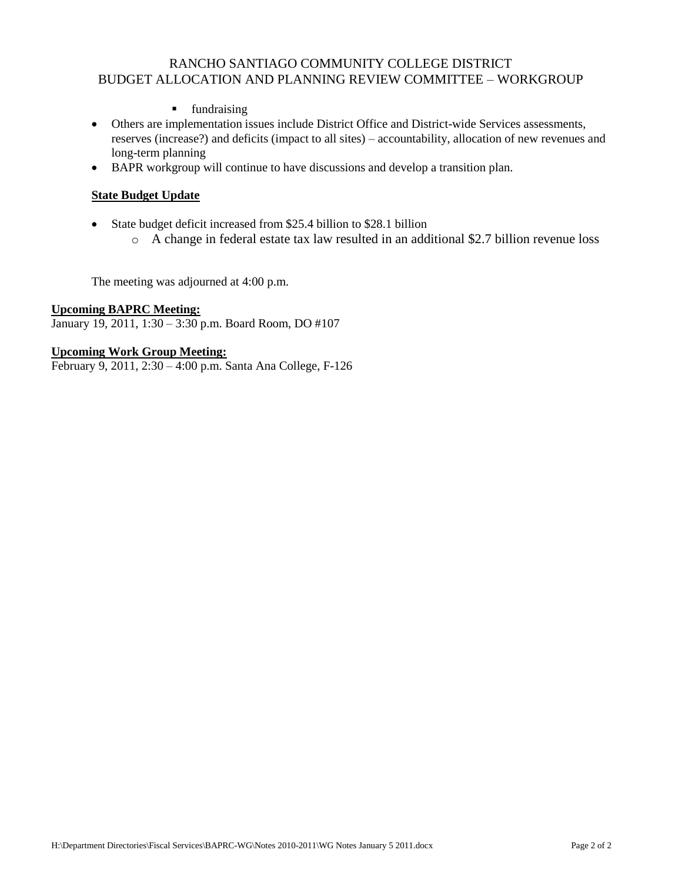- fundraising
- Others are implementation issues include District Office and District-wide Services assessments, reserves (increase?) and deficits (impact to all sites) – accountability, allocation of new revenues and long-term planning
- BAPR workgroup will continue to have discussions and develop a transition plan.

**State Budget Update**

- State budget deficit increased from $25.4 billion to $28.1 billion
  - A change in federal estate tax law resulted in an additional $2.7 billion revenue loss

The meeting was adjourned at 4:00 p.m.

**Upcoming BAPRC Meeting:**
January 19, 2011, 1:30 – 3:30 p.m. Board Room, DO #107

**Upcoming Work Group Meeting:**
February 9, 2011, 2:30 – 4:00 p.m. Santa Ana College, F-126